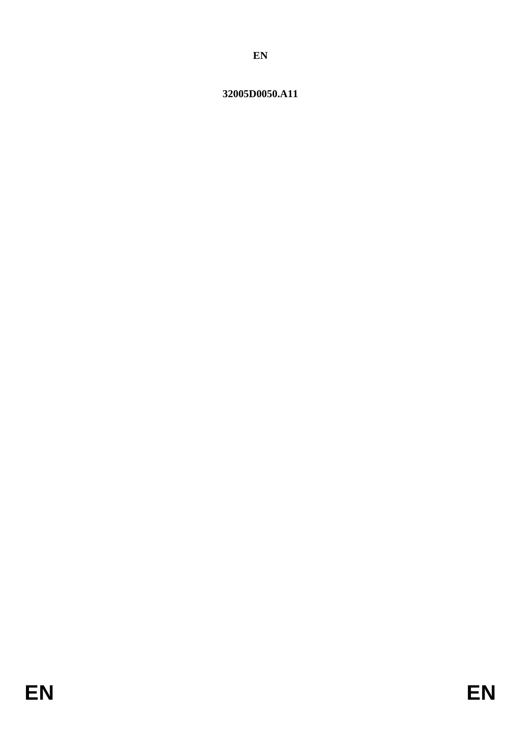**EN**

**32005D0050.A11**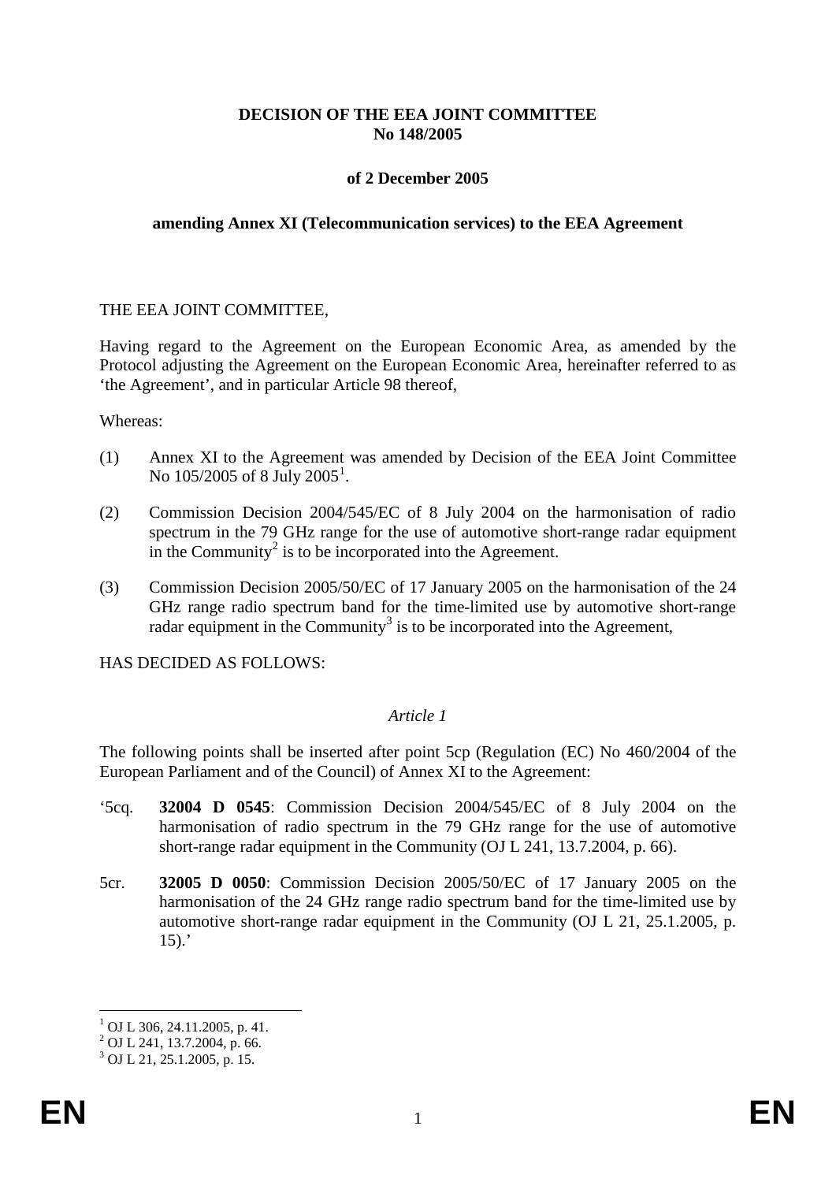**DECISION OF THE EEA JOINT COMMITTEE**
**No 148/2005**

**of 2 December 2005**

**amending Annex XI (Telecommunication services) to the EEA Agreement**

THE EEA JOINT COMMITTEE,

Having regard to the Agreement on the European Economic Area, as amended by the Protocol adjusting the Agreement on the European Economic Area, hereinafter referred to as 'the Agreement', and in particular Article 98 thereof,

Whereas:

(1) Annex XI to the Agreement was amended by Decision of the EEA Joint Committee No 105/2005 of 8 July 2005[1].

(2) Commission Decision 2004/545/EC of 8 July 2004 on the harmonisation of radio spectrum in the 79 GHz range for the use of automotive short-range radar equipment in the Community[2] is to be incorporated into the Agreement.

(3) Commission Decision 2005/50/EC of 17 January 2005 on the harmonisation of the 24 GHz range radio spectrum band for the time-limited use by automotive short-range radar equipment in the Community[3] is to be incorporated into the Agreement,

HAS DECIDED AS FOLLOWS:

*Article 1*

The following points shall be inserted after point 5cp (Regulation (EC) No 460/2004 of the European Parliament and of the Council) of Annex XI to the Agreement:

'5cq. **32004 D 0545**: Commission Decision 2004/545/EC of 8 July 2004 on the harmonisation of radio spectrum in the 79 GHz range for the use of automotive short-range radar equipment in the Community (OJ L 241, 13.7.2004, p. 66).

5cr. **32005 D 0050**: Commission Decision 2005/50/EC of 17 January 2005 on the harmonisation of the 24 GHz range radio spectrum band for the time-limited use by automotive short-range radar equipment in the Community (OJ L 21, 25.1.2005, p. 15).'

---

[1] OJ L 306, 24.11.2005, p. 41.
[2] OJ L 241, 13.7.2004, p. 66.
[3] OJ L 21, 25.1.2005, p. 15.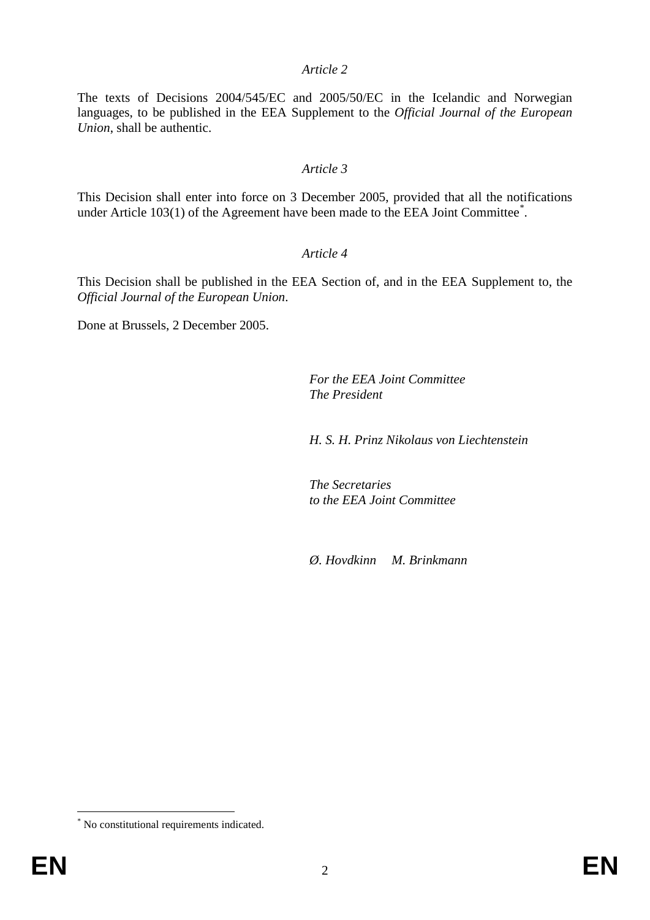*Article 2*

The texts of Decisions 2004/545/EC and 2005/50/EC in the Icelandic and Norwegian languages, to be published in the EEA Supplement to the *Official Journal of the European Union*, shall be authentic.

*Article 3*

This Decision shall enter into force on 3 December 2005, provided that all the notifications under Article 103(1) of the Agreement have been made to the EEA Joint Committee[*].

*Article 4*

This Decision shall be published in the EEA Section of, and in the EEA Supplement to, the *Official Journal of the European Union*.

Done at Brussels, 2 December 2005.

*For the EEA Joint Committee*
*The President*

*H. S. H. Prinz Nikolaus von Liechtenstein*

*The Secretaries*
*to the EEA Joint Committee*

*Ø. Hovdkinn M. Brinkmann*

[*] No constitutional requirements indicated.